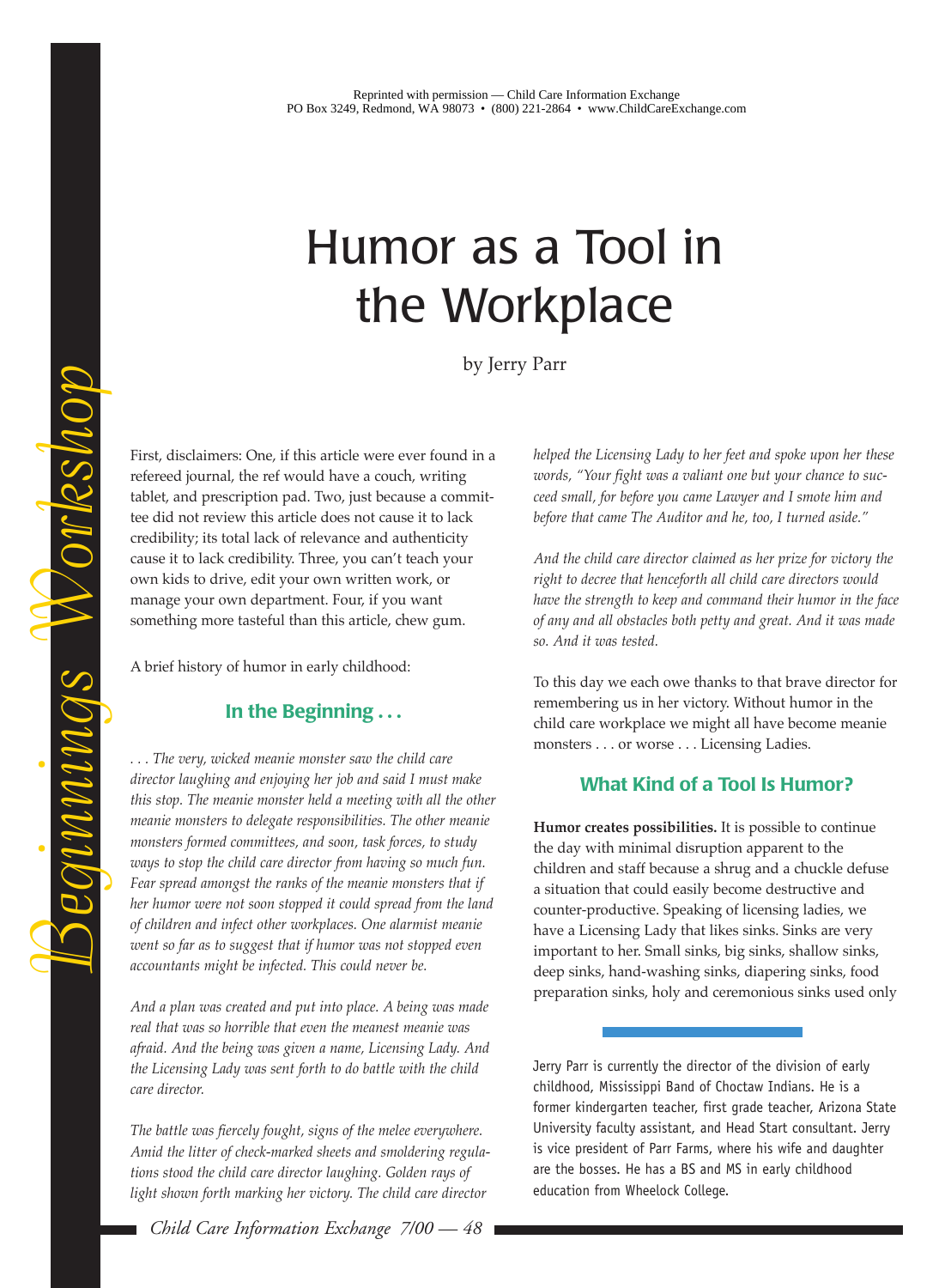Reprinted with permission — Child Care Information Exchange
PO Box 3249, Redmond, WA 98073 • (800) 221-2864 • www.ChildCareExchange.com

*Beginnings Workshop*

# Humor as a Tool in the Workplace

by Jerry Parr

First, disclaimers: One, if this article were ever found in a refereed journal, the ref would have a couch, writing tablet, and prescription pad. Two, just because a committee did not review this article does not cause it to lack credibility; its total lack of relevance and authenticity cause it to lack credibility. Three, you can't teach your own kids to drive, edit your own written work, or manage your own department. Four, if you want something more tasteful than this article, chew gum.

A brief history of humor in early childhood:

## In the Beginning . . .

*. . . The very, wicked meanie monster saw the child care director laughing and enjoying her job and said I must make this stop. The meanie monster held a meeting with all the other meanie monsters to delegate responsibilities. The other meanie monsters formed committees, and soon, task forces, to study ways to stop the child care director from having so much fun. Fear spread amongst the ranks of the meanie monsters that if her humor were not soon stopped it could spread from the land of children and infect other workplaces. One alarmist meanie went so far as to suggest that if humor was not stopped even accountants might be infected. This could never be.*

*And a plan was created and put into place. A being was made real that was so horrible that even the meanest meanie was afraid. And the being was given a name, Licensing Lady. And the Licensing Lady was sent forth to do battle with the child care director.*

*The battle was fiercely fought, signs of the melee everywhere. Amid the litter of check-marked sheets and smoldering regulations stood the child care director laughing. Golden rays of light shown forth marking her victory. The child care director helped the Licensing Lady to her feet and spoke upon her these words, "Your fight was a valiant one but your chance to succeed small, for before you came Lawyer and I smote him and before that came The Auditor and he, too, I turned aside."*

*And the child care director claimed as her prize for victory the right to decree that henceforth all child care directors would have the strength to keep and command their humor in the face of any and all obstacles both petty and great. And it was made so. And it was tested.*

To this day we each owe thanks to that brave director for remembering us in her victory. Without humor in the child care workplace we might all have become meanie monsters . . . or worse . . . Licensing Ladies.

## What Kind of a Tool Is Humor?

**Humor creates possibilities.** It is possible to continue the day with minimal disruption apparent to the children and staff because a shrug and a chuckle defuse a situation that could easily become destructive and counter-productive. Speaking of licensing ladies, we have a Licensing Lady that likes sinks. Sinks are very important to her. Small sinks, big sinks, shallow sinks, deep sinks, hand-washing sinks, diapering sinks, food preparation sinks, holy and ceremonious sinks used only

---

Jerry Parr is currently the director of the division of early childhood, Mississippi Band of Choctaw Indians. He is a former kindergarten teacher, first grade teacher, Arizona State University faculty assistant, and Head Start consultant. Jerry is vice president of Parr Farms, where his wife and daughter are the bosses. He has a BS and MS in early childhood education from Wheelock College.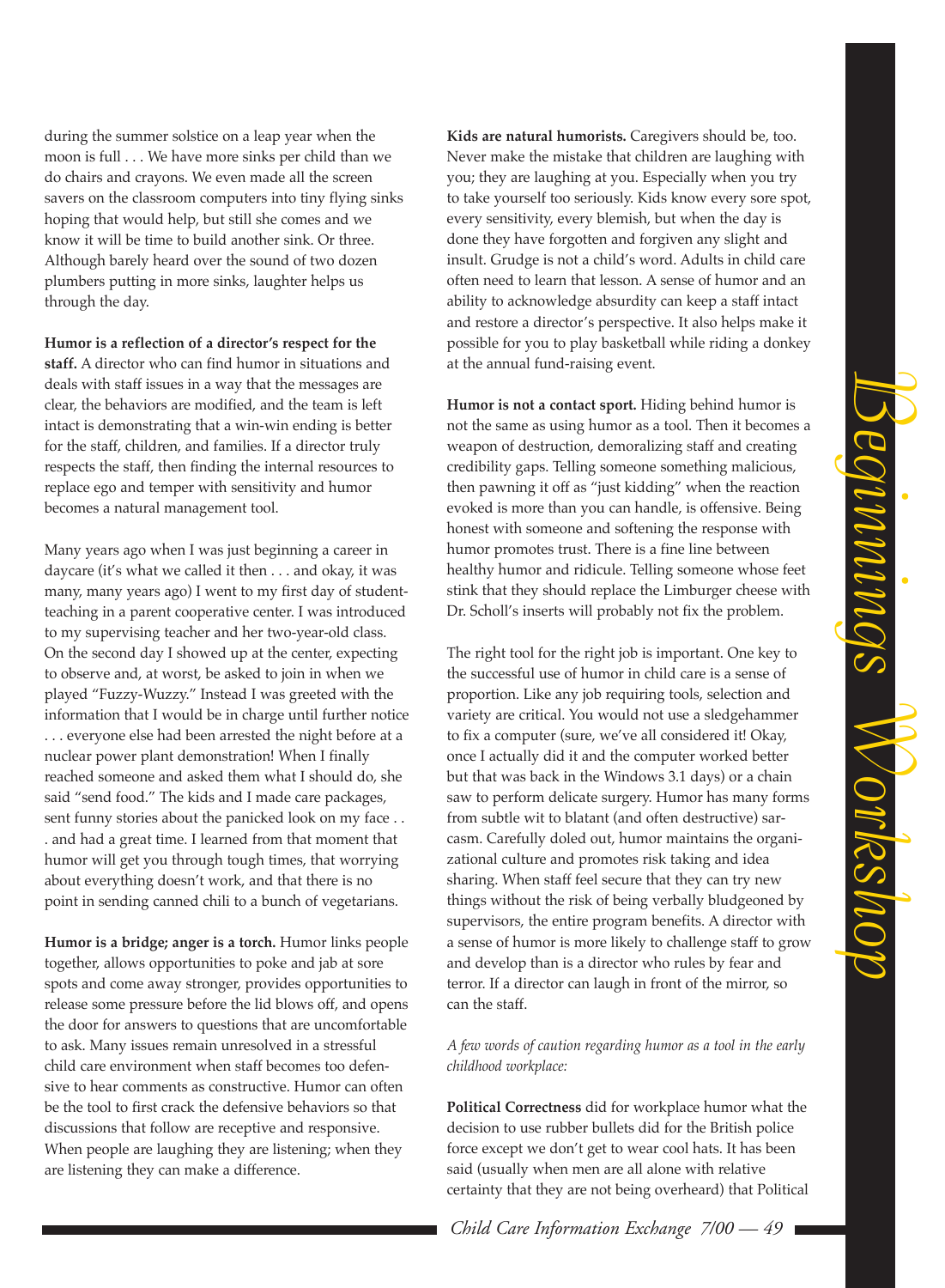during the summer solstice on a leap year when the moon is full . . . We have more sinks per child than we do chairs and crayons. We even made all the screen savers on the classroom computers into tiny flying sinks hoping that would help, but still she comes and we know it will be time to build another sink. Or three. Although barely heard over the sound of two dozen plumbers putting in more sinks, laughter helps us through the day.

**Humor is a reflection of a director's respect for the staff.** A director who can find humor in situations and deals with staff issues in a way that the messages are clear, the behaviors are modified, and the team is left intact is demonstrating that a win-win ending is better for the staff, children, and families. If a director truly respects the staff, then finding the internal resources to replace ego and temper with sensitivity and humor becomes a natural management tool.

Many years ago when I was just beginning a career in daycare (it's what we called it then . . . and okay, it was many, many years ago) I went to my first day of student-teaching in a parent cooperative center. I was introduced to my supervising teacher and her two-year-old class. On the second day I showed up at the center, expecting to observe and, at worst, be asked to join in when we played "Fuzzy-Wuzzy." Instead I was greeted with the information that I would be in charge until further notice . . . everyone else had been arrested the night before at a nuclear power plant demonstration! When I finally reached someone and asked them what I should do, she said "send food." The kids and I made care packages, sent funny stories about the panicked look on my face . . . and had a great time. I learned from that moment that humor will get you through tough times, that worrying about everything doesn't work, and that there is no point in sending canned chili to a bunch of vegetarians.

**Humor is a bridge; anger is a torch.** Humor links people together, allows opportunities to poke and jab at sore spots and come away stronger, provides opportunities to release some pressure before the lid blows off, and opens the door for answers to questions that are uncomfortable to ask. Many issues remain unresolved in a stressful child care environment when staff becomes too defensive to hear comments as constructive. Humor can often be the tool to first crack the defensive behaviors so that discussions that follow are receptive and responsive. When people are laughing they are listening; when they are listening they can make a difference.

**Kids are natural humorists.** Caregivers should be, too. Never make the mistake that children are laughing with you; they are laughing at you. Especially when you try to take yourself too seriously. Kids know every sore spot, every sensitivity, every blemish, but when the day is done they have forgotten and forgiven any slight and insult. Grudge is not a child's word. Adults in child care often need to learn that lesson. A sense of humor and an ability to acknowledge absurdity can keep a staff intact and restore a director's perspective. It also helps make it possible for you to play basketball while riding a donkey at the annual fund-raising event.

**Humor is not a contact sport.** Hiding behind humor is not the same as using humor as a tool. Then it becomes a weapon of destruction, demoralizing staff and creating credibility gaps. Telling someone something malicious, then pawning it off as "just kidding" when the reaction evoked is more than you can handle, is offensive. Being honest with someone and softening the response with humor promotes trust. There is a fine line between healthy humor and ridicule. Telling someone whose feet stink that they should replace the Limburger cheese with Dr. Scholl's inserts will probably not fix the problem.

The right tool for the right job is important. One key to the successful use of humor in child care is a sense of proportion. Like any job requiring tools, selection and variety are critical. You would not use a sledgehammer to fix a computer (sure, we've all considered it! Okay, once I actually did it and the computer worked better but that was back in the Windows 3.1 days) or a chain saw to perform delicate surgery. Humor has many forms from subtle wit to blatant (and often destructive) sarcasm. Carefully doled out, humor maintains the organizational culture and promotes risk taking and idea sharing. When staff feel secure that they can try new things without the risk of being verbally bludgeoned by supervisors, the entire program benefits. A director with a sense of humor is more likely to challenge staff to grow and develop than is a director who rules by fear and terror. If a director can laugh in front of the mirror, so can the staff.

*A few words of caution regarding humor as a tool in the early childhood workplace:*

**Political Correctness** did for workplace humor what the decision to use rubber bullets did for the British police force except we don't get to wear cool hats. It has been said (usually when men are all alone with relative certainty that they are not being overheard) that Political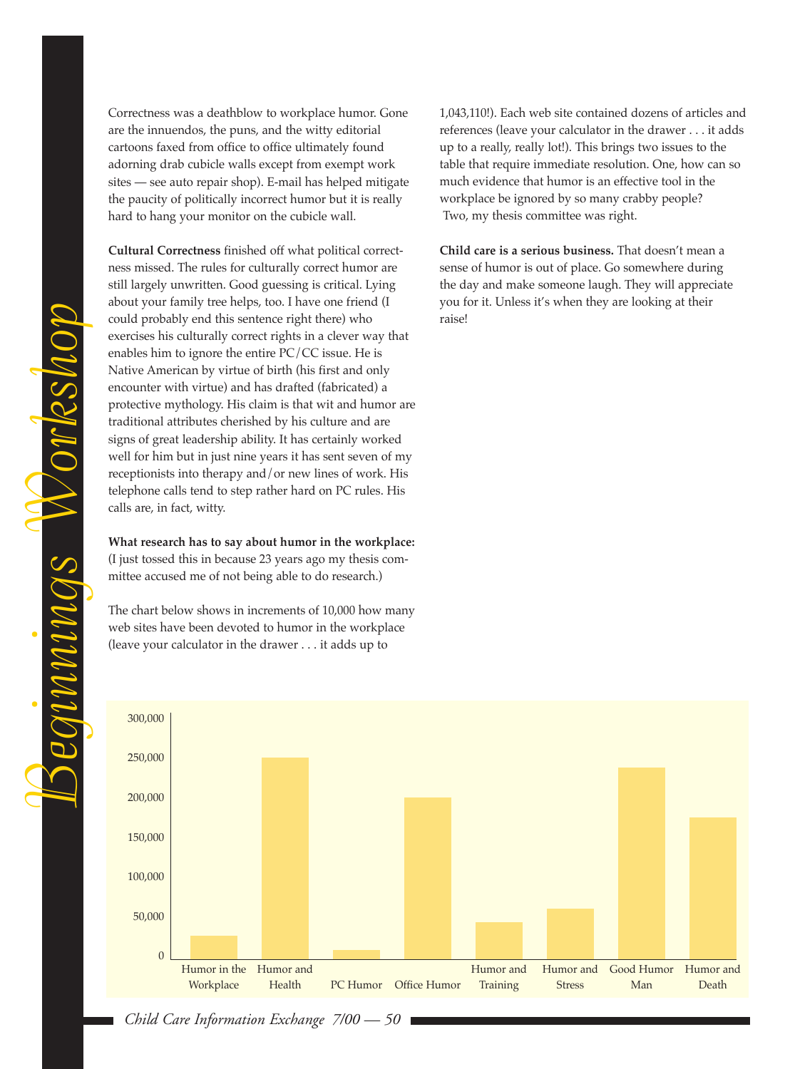Correctness was a deathblow to workplace humor. Gone are the innuendos, the puns, and the witty editorial cartoons faxed from office to office ultimately found adorning drab cubicle walls except from exempt work sites — see auto repair shop). E-mail has helped mitigate the paucity of politically incorrect humor but it is really hard to hang your monitor on the cubicle wall.

**Cultural Correctness** finished off what political correctness missed. The rules for culturally correct humor are still largely unwritten. Good guessing is critical. Lying about your family tree helps, too. I have one friend (I could probably end this sentence right there) who exercises his culturally correct rights in a clever way that enables him to ignore the entire PC/CC issue. He is Native American by virtue of birth (his first and only encounter with virtue) and has drafted (fabricated) a protective mythology. His claim is that wit and humor are traditional attributes cherished by his culture and are signs of great leadership ability. It has certainly worked well for him but in just nine years it has sent seven of my receptionists into therapy and/or new lines of work. His telephone calls tend to step rather hard on PC rules. His calls are, in fact, witty.

**What research has to say about humor in the workplace:** (I just tossed this in because 23 years ago my thesis committee accused me of not being able to do research.)

The chart below shows in increments of 10,000 how many web sites have been devoted to humor in the workplace (leave your calculator in the drawer . . . it adds up to 1,043,110!). Each web site contained dozens of articles and references (leave your calculator in the drawer . . . it adds up to a really, really lot!). This brings two issues to the table that require immediate resolution. One, how can so much evidence that humor is an effective tool in the workplace be ignored by so many crabby people? Two, my thesis committee was right.

**Child care is a serious business.** That doesn't mean a sense of humor is out of place. Go somewhere during the day and make someone laugh. They will appreciate you for it. Unless it's when they are looking at their raise!

300,000
250,000
200,000
150,000
100,000
50,000
0

Humor in the Workplace
Humor and Health
PC Humor
Office Humor
Humor and Training
Humor and Stress
Good Humor Man
Humor and Death